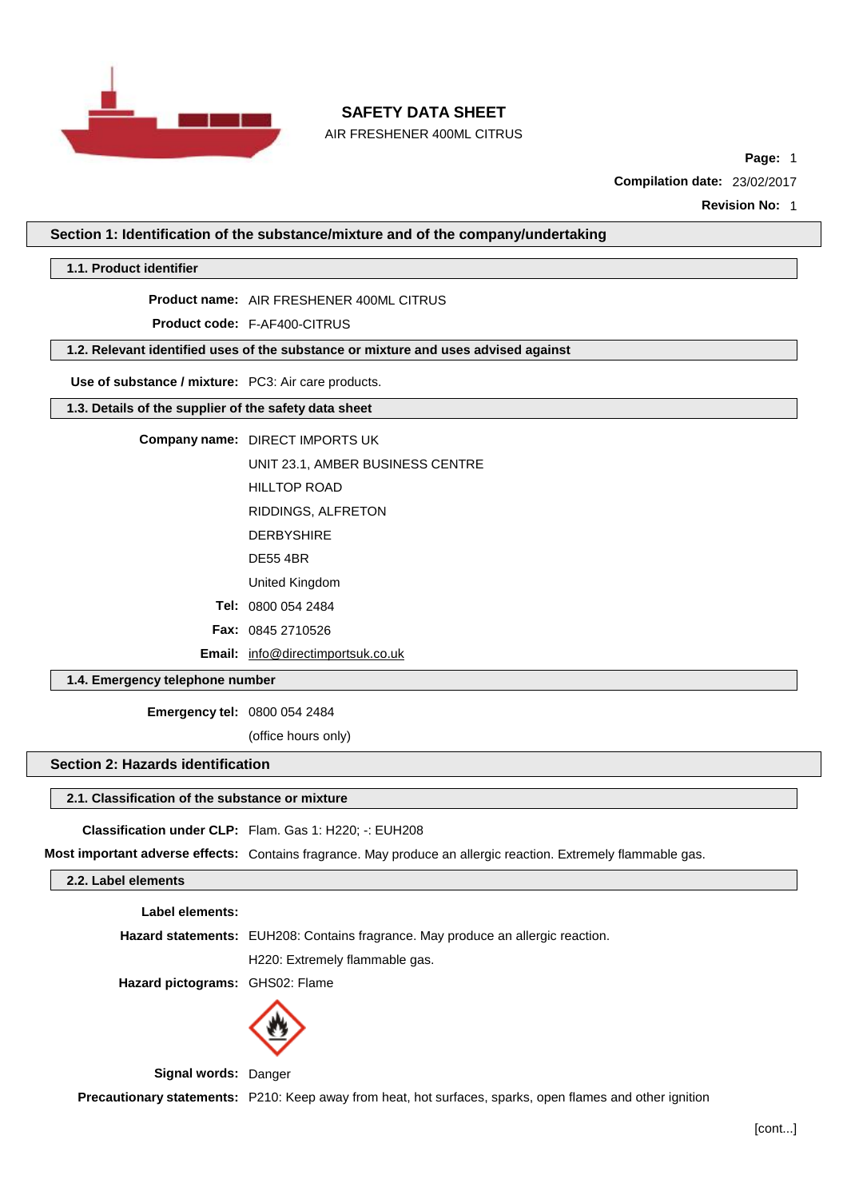# SAFETY DATA SHEET

AIR FRESHENER 400ML CITRUS

**Compilation date:** 23/02/2017

**Revision No:** 1

## Section 1: Identification of the substance/mixture and of the company/undertaking

### 1.1. Product identifier

**Product name:** AIR FRESHENER 400ML CITRUS

**Product code:** F-AF400-CITRUS

### 1.2. Relevant identified uses of the substance or mixture and uses advised against

**Use of substance / mixture:** PC3: Air care products.

### 1.3. Details of the supplier of the safety data sheet

**Company name:** DIRECT IMPORTS UK

UNIT 23.1, AMBER BUSINESS CENTRE

HILLTOP ROAD

RIDDINGS, ALFRETON

DERBYSHIRE

DE55 4BR

United Kingdom

**Tel:** 0800 054 2484

**Fax:** 0845 2710526

**Email:** info@directimportsuk.co.uk

### 1.4. Emergency telephone number

**Emergency tel:** 0800 054 2484

(office hours only)

## Section 2: Hazards identification

### 2.1. Classification of the substance or mixture

**Classification under CLP:** Flam. Gas 1: H220; -: EUH208

**Most important adverse effects:** Contains fragrance. May produce an allergic reaction. Extremely flammable gas.

### 2.2. Label elements

**Label elements:**

**Hazard statements:** EUH208: Contains fragrance. May produce an allergic reaction.

H220: Extremely flammable gas.

**Hazard pictograms:** GHS02: Flame

**Signal words:** Danger

**Precautionary statements:** P210: Keep away from heat, hot surfaces, sparks, open flames and other ignition

[cont...]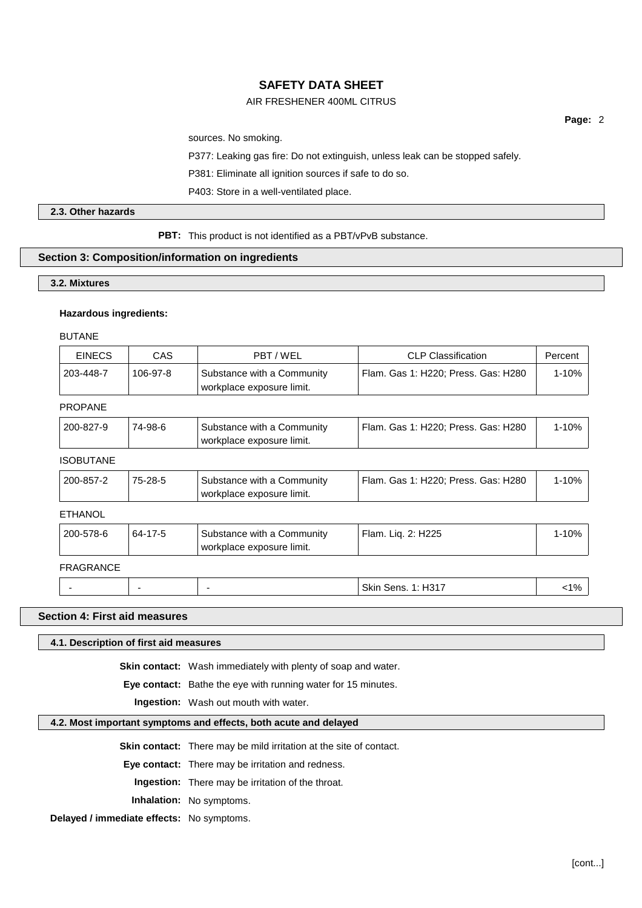sources. No smoking.

P377: Leaking gas fire: Do not extinguish, unless leak can be stopped safely.

P381: Eliminate all ignition sources if safe to do so.

P403: Store in a well-ventilated place.

### 2.3. Other hazards

**PBT:** This product is not identified as a PBT/vPvB substance.

## Section 3: Composition/information on ingredients

### 3.2. Mixtures

**Hazardous ingredients:**

BUTANE

| EINECS | CAS | PBT / WEL | CLP Classification | Percent |
|---|---|---|---|---|
| 203-448-7 | 106-97-8 | Substance with a Community workplace exposure limit. | Flam. Gas 1: H220; Press. Gas: H280 | 1-10% |

PROPANE

| EINECS | CAS | PBT / WEL | CLP Classification | Percent |
|---|---|---|---|---|
| 200-827-9 | 74-98-6 | Substance with a Community workplace exposure limit. | Flam. Gas 1: H220; Press. Gas: H280 | 1-10% |

ISOBUTANE

| EINECS | CAS | PBT / WEL | CLP Classification | Percent |
|---|---|---|---|---|
| 200-857-2 | 75-28-5 | Substance with a Community workplace exposure limit. | Flam. Gas 1: H220; Press. Gas: H280 | 1-10% |

ETHANOL

| EINECS | CAS | PBT / WEL | CLP Classification | Percent |
|---|---|---|---|---|
| 200-578-6 | 64-17-5 | Substance with a Community workplace exposure limit. | Flam. Liq. 2: H225 | 1-10% |

FRAGRANCE

| EINECS | CAS | PBT / WEL | CLP Classification | Percent |
|---|---|---|---|---|
| - | - | - | Skin Sens. 1: H317 | <1% |

## Section 4: First aid measures

### 4.1. Description of first aid measures

**Skin contact:** Wash immediately with plenty of soap and water.

**Eye contact:** Bathe the eye with running water for 15 minutes.

**Ingestion:** Wash out mouth with water.

### 4.2. Most important symptoms and effects, both acute and delayed

**Skin contact:** There may be mild irritation at the site of contact.

**Eye contact:** There may be irritation and redness.

**Ingestion:** There may be irritation of the throat.

**Inhalation:** No symptoms.

**Delayed / immediate effects:** No symptoms.

[cont...]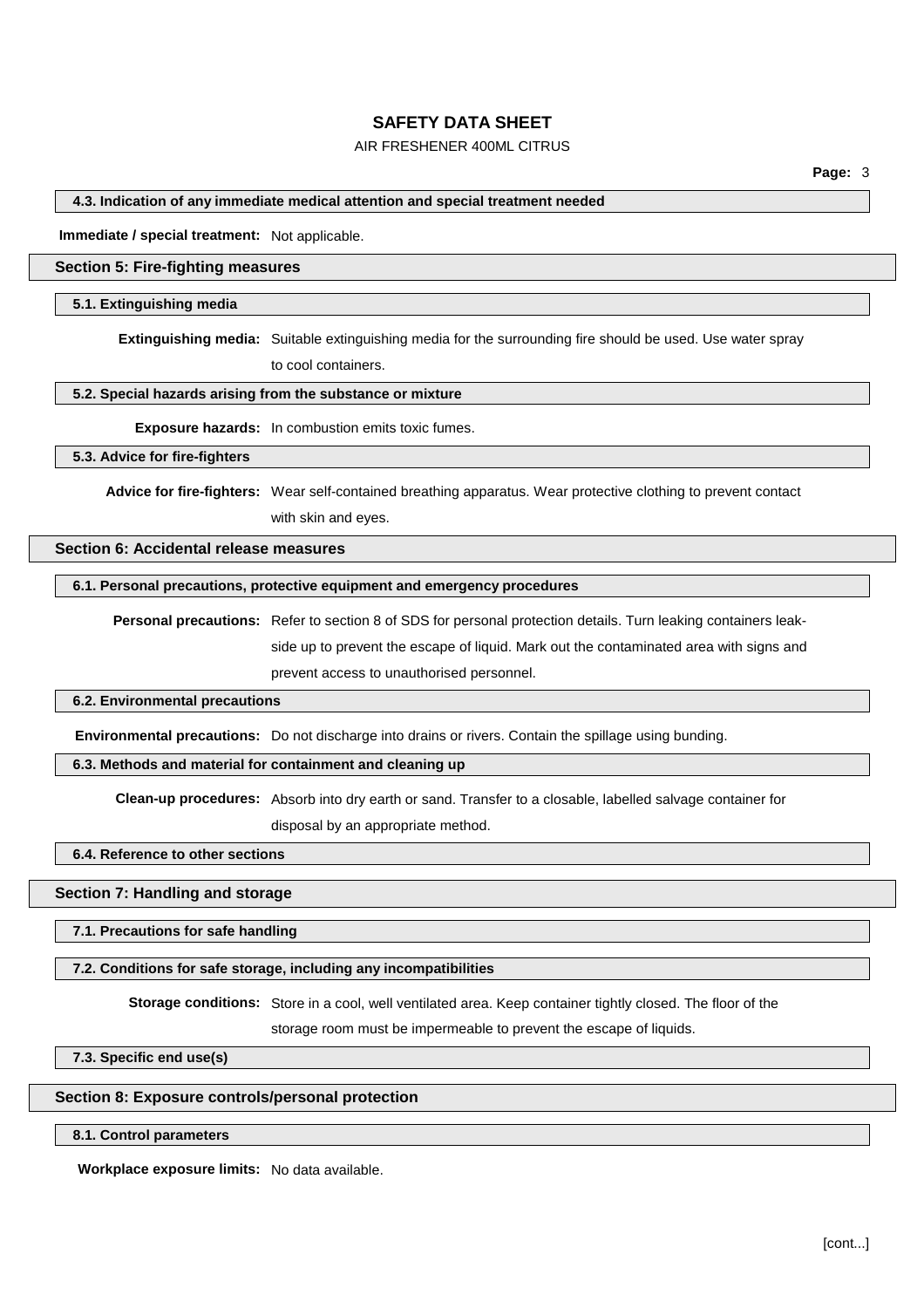### 4.3. Indication of any immediate medical attention and special treatment needed

**Immediate / special treatment:** Not applicable.

## Section 5: Fire-fighting measures

### 5.1. Extinguishing media

**Extinguishing media:** Suitable extinguishing media for the surrounding fire should be used. Use water spray to cool containers.

### 5.2. Special hazards arising from the substance or mixture

**Exposure hazards:** In combustion emits toxic fumes.

### 5.3. Advice for fire-fighters

**Advice for fire-fighters:** Wear self-contained breathing apparatus. Wear protective clothing to prevent contact with skin and eyes.

## Section 6: Accidental release measures

### 6.1. Personal precautions, protective equipment and emergency procedures

**Personal precautions:** Refer to section 8 of SDS for personal protection details. Turn leaking containers leak-side up to prevent the escape of liquid. Mark out the contaminated area with signs and prevent access to unauthorised personnel.

### 6.2. Environmental precautions

**Environmental precautions:** Do not discharge into drains or rivers. Contain the spillage using bunding.

### 6.3. Methods and material for containment and cleaning up

**Clean-up procedures:** Absorb into dry earth or sand. Transfer to a closable, labelled salvage container for disposal by an appropriate method.

### 6.4. Reference to other sections

## Section 7: Handling and storage

### 7.1. Precautions for safe handling

### 7.2. Conditions for safe storage, including any incompatibilities

**Storage conditions:** Store in a cool, well ventilated area. Keep container tightly closed. The floor of the storage room must be impermeable to prevent the escape of liquids.

### 7.3. Specific end use(s)

## Section 8: Exposure controls/personal protection

### 8.1. Control parameters

**Workplace exposure limits:** No data available.

[cont...]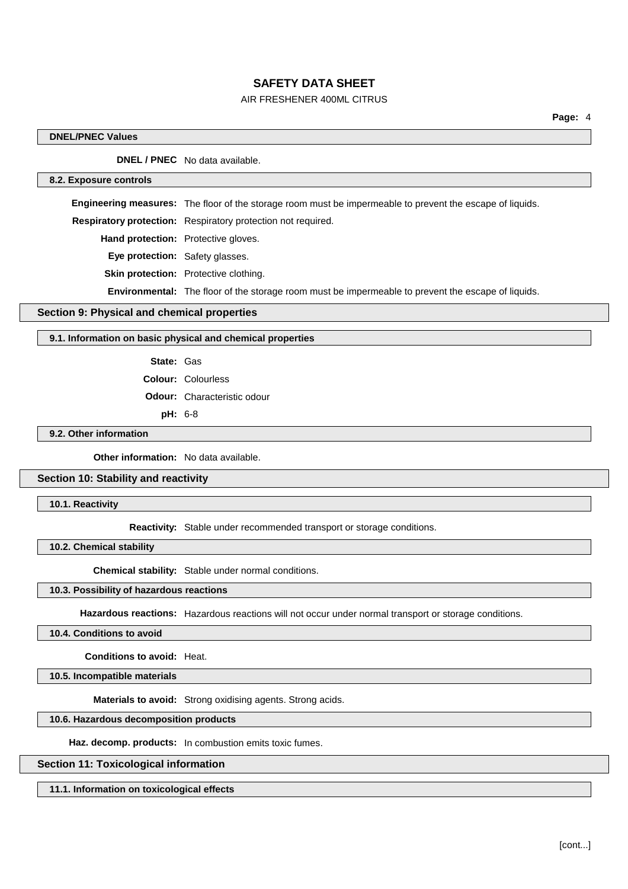### DNEL/PNEC Values

**DNEL / PNEC** No data available.

### 8.2. Exposure controls

**Engineering measures:** The floor of the storage room must be impermeable to prevent the escape of liquids.

**Respiratory protection:** Respiratory protection not required.

**Hand protection:** Protective gloves.

**Eye protection:** Safety glasses.

**Skin protection:** Protective clothing.

**Environmental:** The floor of the storage room must be impermeable to prevent the escape of liquids.

## Section 9: Physical and chemical properties

### 9.1. Information on basic physical and chemical properties

**State:** Gas

**Colour:** Colourless

**Odour:** Characteristic odour

**pH:** 6-8

### 9.2. Other information

**Other information:** No data available.

## Section 10: Stability and reactivity

### 10.1. Reactivity

**Reactivity:** Stable under recommended transport or storage conditions.

### 10.2. Chemical stability

**Chemical stability:** Stable under normal conditions.

### 10.3. Possibility of hazardous reactions

**Hazardous reactions:** Hazardous reactions will not occur under normal transport or storage conditions.

### 10.4. Conditions to avoid

**Conditions to avoid:** Heat.

### 10.5. Incompatible materials

**Materials to avoid:** Strong oxidising agents. Strong acids.

### 10.6. Hazardous decomposition products

**Haz. decomp. products:** In combustion emits toxic fumes.

## Section 11: Toxicological information

### 11.1. Information on toxicological effects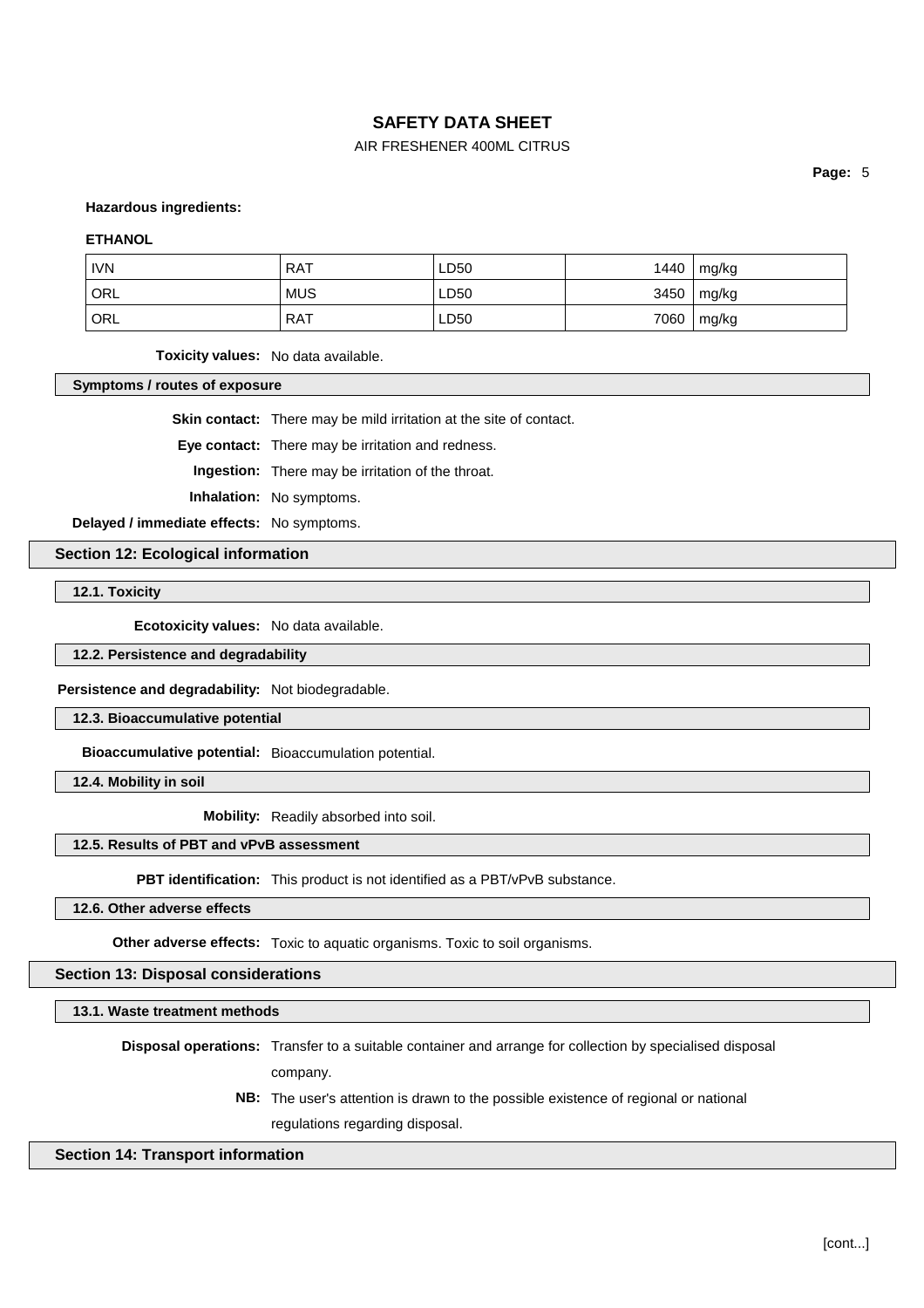**Hazardous ingredients:**

**ETHANOL**

| IVN | RAT | LD50 | 1440 | mg/kg |
|---|---|---|---|---|
| ORL | MUS | LD50 | 3450 | mg/kg |
| ORL | RAT | LD50 | 7060 | mg/kg |

**Toxicity values:** No data available.

### Symptoms / routes of exposure

**Skin contact:** There may be mild irritation at the site of contact.

**Eye contact:** There may be irritation and redness.

**Ingestion:** There may be irritation of the throat.

**Inhalation:** No symptoms.

**Delayed / immediate effects:** No symptoms.

## Section 12: Ecological information

### 12.1. Toxicity

**Ecotoxicity values:** No data available.

### 12.2. Persistence and degradability

**Persistence and degradability:** Not biodegradable.

### 12.3. Bioaccumulative potential

**Bioaccumulative potential:** Bioaccumulation potential.

### 12.4. Mobility in soil

**Mobility:** Readily absorbed into soil.

### 12.5. Results of PBT and vPvB assessment

**PBT identification:** This product is not identified as a PBT/vPvB substance.

### 12.6. Other adverse effects

**Other adverse effects:** Toxic to aquatic organisms. Toxic to soil organisms.

## Section 13: Disposal considerations

### 13.1. Waste treatment methods

**Disposal operations:** Transfer to a suitable container and arrange for collection by specialised disposal company.

**NB:** The user's attention is drawn to the possible existence of regional or national regulations regarding disposal.

## Section 14: Transport information

[cont...]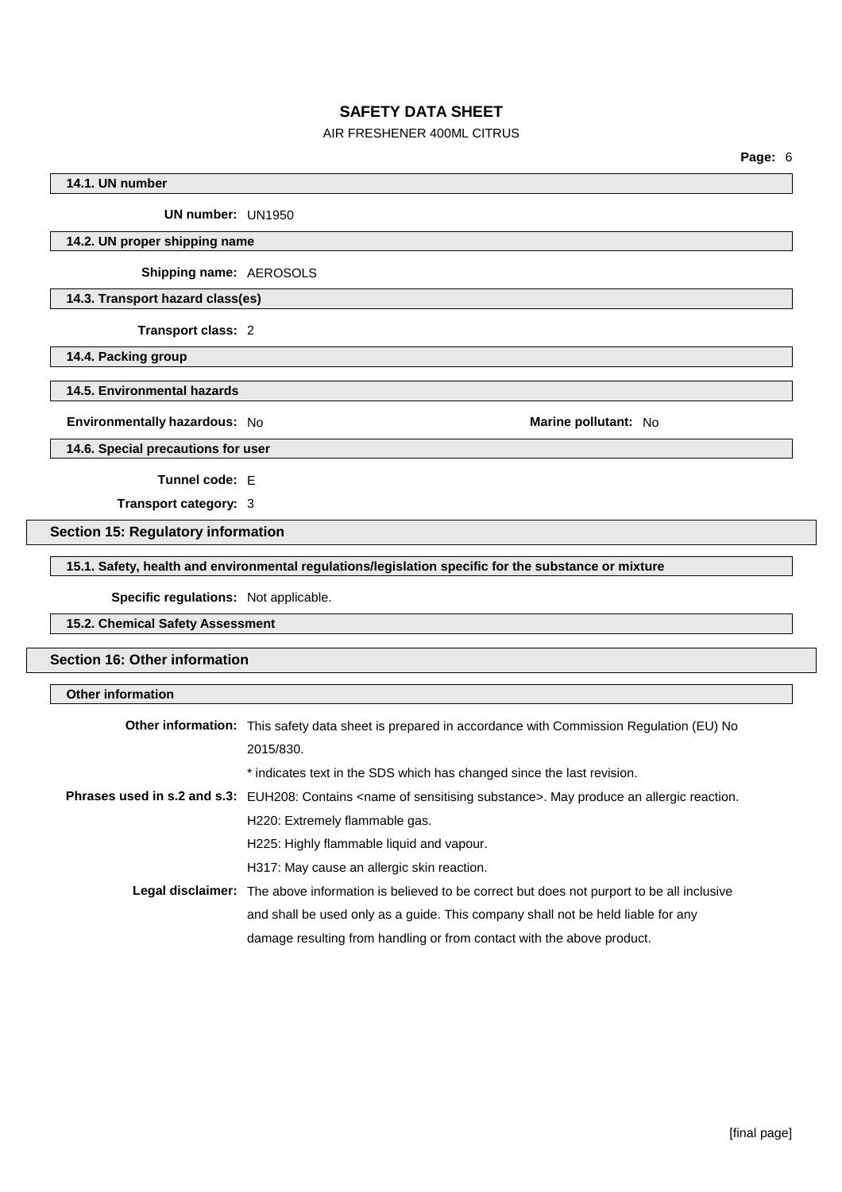#### 14.1. UN number

**UN number:** UN1950

#### 14.2. UN proper shipping name

**Shipping name:** AEROSOLS

#### 14.3. Transport hazard class(es)

**Transport class:** 2

#### 14.4. Packing group

#### 14.5. Environmental hazards

**Environmentally hazardous:** No

**Marine pollutant:** No

#### 14.6. Special precautions for user

**Tunnel code:** E

**Transport category:** 3

## Section 15: Regulatory information

#### 15.1. Safety, health and environmental regulations/legislation specific for the substance or mixture

**Specific regulations:** Not applicable.

#### 15.2. Chemical Safety Assessment

## Section 16: Other information

#### Other information

**Other information:** This safety data sheet is prepared in accordance with Commission Regulation (EU) No 2015/830.

* indicates text in the SDS which has changed since the last revision.

**Phrases used in s.2 and s.3:** EUH208: Contains <name of sensitising substance>. May produce an allergic reaction.

H220: Extremely flammable gas.

H225: Highly flammable liquid and vapour.

H317: May cause an allergic skin reaction.

**Legal disclaimer:** The above information is believed to be correct but does not purport to be all inclusive and shall be used only as a guide. This company shall not be held liable for any damage resulting from handling or from contact with the above product.

[final page]